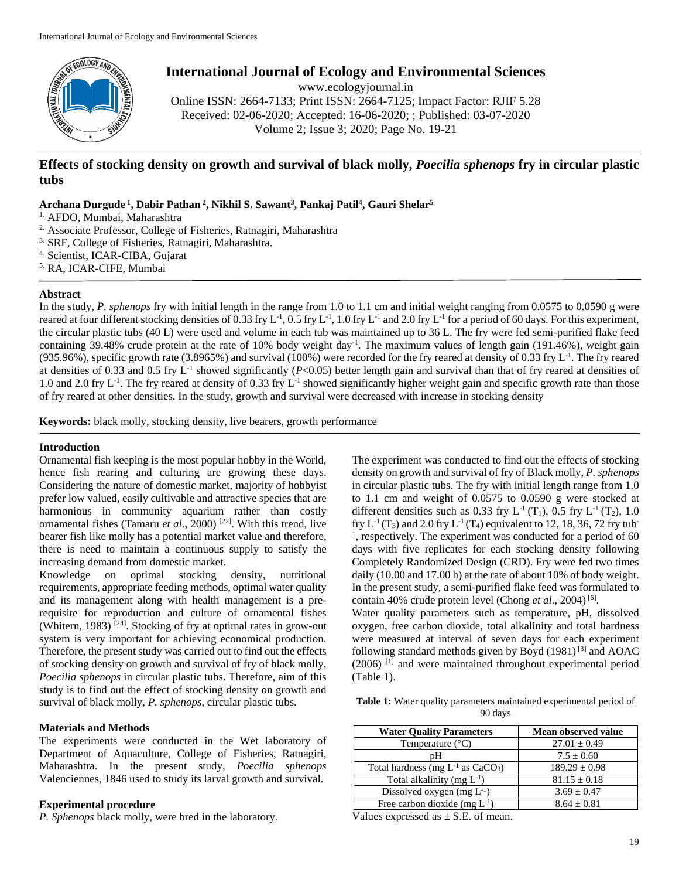# Effects of stocking density on growth and survival of black molly, *Poecilia sphenops* fry in circular plastic tubs

**Archana Durgude [1], Dabir Pathan [2], Nikhil S. Sawant[3], Pankaj Patil[4], Gauri Shelar[5]**

1. AFDO, Mumbai, Maharashtra
2. Associate Professor, College of Fisheries, Ratnagiri, Maharashtra
3. SRF, College of Fisheries, Ratnagiri, Maharashtra.
4. Scientist, ICAR-CIBA, Gujarat
5. RA, ICAR-CIFE, Mumbai

## Abstract

In the study, *P. sphenops* fry with initial length in the range from 1.0 to 1.1 cm and initial weight ranging from 0.0575 to 0.0590 g were reared at four different stocking densities of 0.33 fry $L^{-1}$, 0.5 fry $L^{-1}$, 1.0 fry $L^{-1}$ and 2.0 fry $L^{-1}$ for a period of 60 days. For this experiment, the circular plastic tubs (40 L) were used and volume in each tub was maintained up to 36 L. The fry were fed semi-purified flake feed containing 39.48% crude protein at the rate of 10% body weight $day^{-1}$. The maximum values of length gain (191.46%), weight gain (935.96%), specific growth rate (3.8965%) and survival (100%) were recorded for the fry reared at density of 0.33 fry $L^{-1}$. The fry reared at densities of 0.33 and 0.5 fry $L^{-1}$ showed significantly ($P<0.05$) better length gain and survival than that of fry reared at densities of 1.0 and 2.0 fry $L^{-1}$. The fry reared at density of 0.33 fry $L^{-1}$ showed significantly higher weight gain and specific growth rate than those of fry reared at other densities. In the study, growth and survival were decreased with increase in stocking density

**Keywords:** black molly, stocking density, live bearers, growth performance

## Introduction

Ornamental fish keeping is the most popular hobby in the World, hence fish rearing and culturing are growing these days. Considering the nature of domestic market, majority of hobbyist prefer low valued, easily cultivable and attractive species that are harmonious in community aquarium rather than costly ornamental fishes (Tamaru *et al*., 2000) [22]. With this trend, live bearer fish like molly has a potential market value and therefore, there is need to maintain a continuous supply to satisfy the increasing demand from domestic market.

Knowledge on optimal stocking density, nutritional requirements, appropriate feeding methods, optimal water quality and its management along with health management is a pre-requisite for reproduction and culture of ornamental fishes (Whitern, 1983) [24]. Stocking of fry at optimal rates in grow-out system is very important for achieving economical production. Therefore, the present study was carried out to find out the effects of stocking density on growth and survival of fry of black molly, *Poecilia sphenops* in circular plastic tubs. Therefore, aim of this study is to find out the effect of stocking density on growth and survival of black molly, *P. sphenops*, circular plastic tubs.

## Materials and Methods

The experiments were conducted in the Wet laboratory of Department of Aquaculture, College of Fisheries, Ratnagiri, Maharashtra. In the present study, *Poecilia sphenops* Valenciennes, 1846 used to study its larval growth and survival.

### Experimental procedure

*P. Sphenops* black molly, were bred in the laboratory.

The experiment was conducted to find out the effects of stocking density on growth and survival of fry of Black molly, *P. sphenops* in circular plastic tubs. The fry with initial length range from 1.0 to 1.1 cm and weight of 0.0575 to 0.0590 g were stocked at different densities such as 0.33 fry $L^{-1}$ ($T_1$), 0.5 fry $L^{-1}$ ($T_2$), 1.0 fry $L^{-1}$ ($T_3$) and 2.0 fry $L^{-1}$ ($T_4$) equivalent to 12, 18, 36, 72 fry $tub^{-1}$, respectively. The experiment was conducted for a period of 60 days with five replicates for each stocking density following Completely Randomized Design (CRD). Fry were fed two times daily (10.00 and 17.00 h) at the rate of about 10% of body weight. In the present study, a semi-purified flake feed was formulated to contain 40% crude protein level (Chong *et al*., 2004) [6].

Water quality parameters such as temperature, pH, dissolved oxygen, free carbon dioxide, total alkalinity and total hardness were measured at interval of seven days for each experiment following standard methods given by Boyd (1981) [3] and AOAC (2006) [1] and were maintained throughout experimental period (Table 1).

**Table 1:** Water quality parameters maintained experimental period of 90 days

| Water Quality Parameters | Mean observed value |
|---|---|
| Temperature (°C) | 27.01 ± 0.49 |
| pH | 7.5 ± 0.60 |
| Total hardness (mg $L^{-1}$ as $CaCO_3$) | 189.29 ± 0.98 |
| Total alkalinity (mg $L^{-1}$) | 81.15 ± 0.18 |
| Dissolved oxygen (mg $L^{-1}$) | 3.69 ± 0.47 |
| Free carbon dioxide (mg $L^{-1}$) | 8.64 ± 0.81 |

Values expressed as ± S.E. of mean.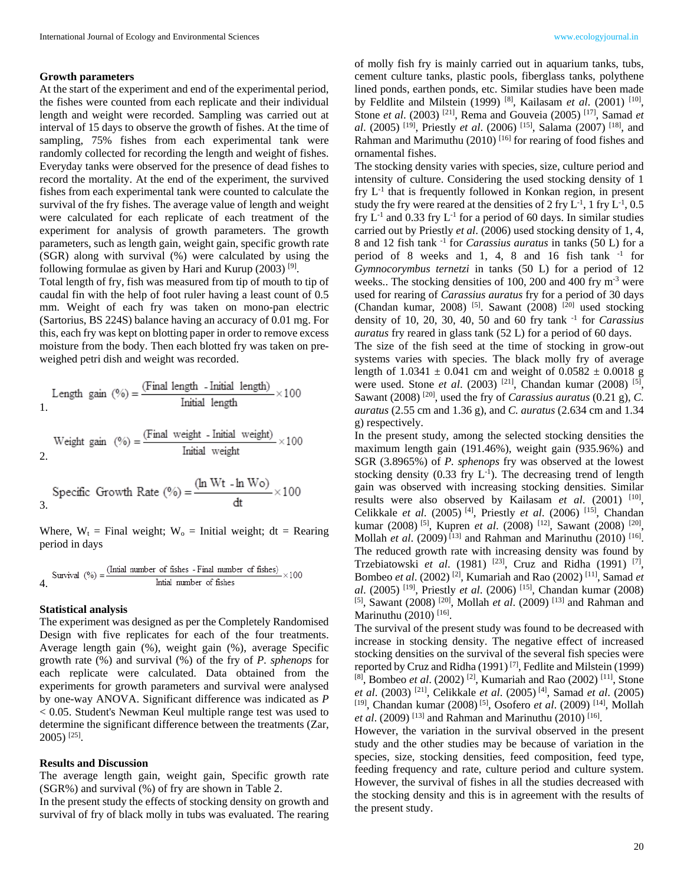### Growth parameters

At the start of the experiment and end of the experimental period, the fishes were counted from each replicate and their individual length and weight were recorded. Sampling was carried out at interval of 15 days to observe the growth of fishes. At the time of sampling, 75% fishes from each experimental tank were randomly collected for recording the length and weight of fishes. Everyday tanks were observed for the presence of dead fishes to record the mortality. At the end of the experiment, the survived fishes from each experimental tank were counted to calculate the survival of the fry fishes. The average value of length and weight were calculated for each replicate of each treatment of the experiment for analysis of growth parameters. The growth parameters, such as length gain, weight gain, specific growth rate (SGR) along with survival (%) were calculated by using the following formulae as given by Hari and Kurup (2003) [9].

Total length of fry, fish was measured from tip of mouth to tip of caudal fin with the help of foot ruler having a least count of 0.5 mm. Weight of each fry was taken on mono-pan electric (Sartorius, BS 224S) balance having an accuracy of 0.01 mg. For this, each fry was kept on blotting paper in order to remove excess moisture from the body. Then each blotted fry was taken on pre-weighed petri dish and weight was recorded.

1. $$\text{Length gain (\%)} = \frac{\text{(Final length - Initial length)}}{\text{Initial length}} \times 100$$

2. $$\text{Weight gain (\%)} = \frac{\text{(Final weight - Initial weight)}}{\text{Initial weight}} \times 100$$

3. $$\text{Specific Growth Rate (\%)} = \frac{(\ln W_t - \ln W_o)}{dt} \times 100$$

Where, $W_t$ = Final weight; $W_o$ = Initial weight; dt = Rearing period in days

4. $$\text{Survival (\%)} = \frac{\text{(Intial number of fishes - Final number of fishes)}}{\text{Intial number of fishes}} \times 100$$

### Statistical analysis

The experiment was designed as per the Completely Randomised Design with five replicates for each of the four treatments. Average length gain (%), weight gain (%), average Specific growth rate (%) and survival (%) of the fry of *P. sphenops* for each replicate were calculated. Data obtained from the experiments for growth parameters and survival were analysed by one-way ANOVA. Significant difference was indicated as $P < 0.05$. Student's Newman Keul multiple range test was used to determine the significant difference between the treatments (Zar, 2005) [25].

### Results and Discussion

The average length gain, weight gain, Specific growth rate (SGR%) and survival (%) of fry are shown in Table 2.

In the present study the effects of stocking density on growth and survival of fry of black molly in tubs was evaluated. The rearing of molly fish fry is mainly carried out in aquarium tanks, tubs, cement culture tanks, plastic pools, fiberglass tanks, polythene lined ponds, earthen ponds, etc. Similar studies have been made by Feldlite and Milstein (1999) [8], Kailasam *et al.* (2001) [10], Stone *et al.* (2003) [21], Rema and Gouveia (2005) [17], Samad *et al.* (2005) [19], Priestly *et al.* (2006) [15], Salama (2007) [18], and Rahman and Marimuthu (2010) [16] for rearing of food fishes and ornamental fishes.

The stocking density varies with species, size, culture period and intensity of culture. Considering the used stocking density of 1 fry $L^{-1}$ that is frequently followed in Konkan region, in present study the fry were reared at the densities of 2 fry $L^{-1}$, 1 fry $L^{-1}$, 0.5 fry $L^{-1}$ and 0.33 fry $L^{-1}$ for a period of 60 days. In similar studies carried out by Priestly *et al.* (2006) used stocking density of 1, 4, 8 and 12 fish tank $^{-1}$ for *Carassius auratus* in tanks (50 L) for a period of 8 weeks and 1, 4, 8 and 16 fish tank $^{-1}$ for *Gymnocorymbus ternetzi* in tanks (50 L) for a period of 12 weeks.. The stocking densities of 100, 200 and 400 fry $m^{-3}$ were used for rearing of *Carassius auratus* fry for a period of 30 days (Chandan kumar, 2008) [5]. Sawant (2008) [20] used stocking density of 10, 20, 30, 40, 50 and 60 fry tank $^{-1}$ for *Carassius auratus* fry reared in glass tank (52 L) for a period of 60 days.

The size of the fish seed at the time of stocking in grow-out systems varies with species. The black molly fry of average length of 1.0341 ± 0.041 cm and weight of 0.0582 ± 0.0018 g were used. Stone *et al.* (2003) [21], Chandan kumar (2008) [5], Sawant (2008) [20], used the fry of *Carassius auratus* (0.21 g), *C. auratus* (2.55 cm and 1.36 g), and *C. auratus* (2.634 cm and 1.34 g) respectively.

In the present study, among the selected stocking densities the maximum length gain (191.46%), weight gain (935.96%) and SGR (3.8965%) of *P. sphenops* fry was observed at the lowest stocking density (0.33 fry $L^{-1}$). The decreasing trend of length gain was observed with increasing stocking densities. Similar results were also observed by Kailasam *et al.* (2001) [10], Celikkale *et al.* (2005) [4], Priestly *et al.* (2006) [15], Chandan kumar (2008) [5], Kupren *et al.* (2008) [12], Sawant (2008) [20], Mollah *et al.* (2009) [13] and Rahman and Marinuthu (2010) [16]. The reduced growth rate with increasing density was found by Trzebiatowski *et al.* (1981) [23], Cruz and Ridha (1991) [7], Bombeo *et al.* (2002) [2], Kumariah and Rao (2002) [11], Samad *et al.* (2005) [19], Priestly *et al.* (2006) [15], Chandan kumar (2008) [5], Sawant (2008) [20], Mollah *et al.* (2009) [13] and Rahman and Marinuthu (2010) [16].

The survival of the present study was found to be decreased with increase in stocking density. The negative effect of increased stocking densities on the survival of the several fish species were reported by Cruz and Ridha (1991) [7], Fedlite and Milstein (1999) [8], Bombeo *et al.* (2002) [2], Kumariah and Rao (2002) [11], Stone *et al.* (2003) [21], Celikkale *et al.* (2005) [4], Samad *et al.* (2005) [19], Chandan kumar (2008) [5], Osofero *et al.* (2009) [14], Mollah *et al.* (2009) [13] and Rahman and Marinuthu (2010) [16].

However, the variation in the survival observed in the present study and the other studies may be because of variation in the species, size, stocking densities, feed composition, feed type, feeding frequency and rate, culture period and culture system. However, the survival of fishes in all the studies decreased with the stocking density and this is in agreement with the results of the present study.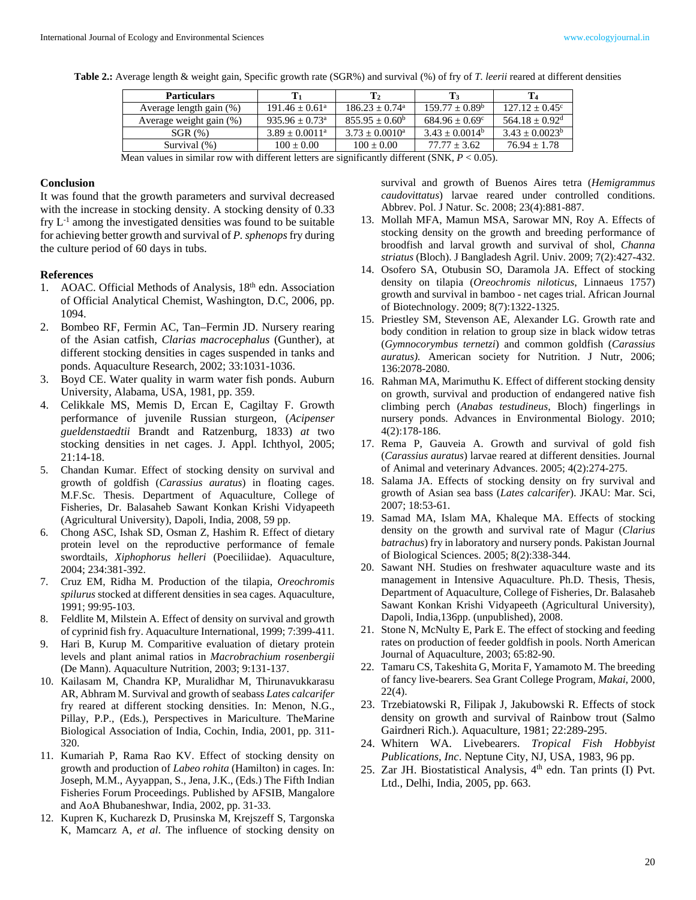**Table 2.:** Average length & weight gain, Specific growth rate (SGR%) and survival (%) of fry of *T. leerii* reared at different densities

| Particulars | $T_1$ | $T_2$ | $T_3$ | $T_4$ |
|---|---|---|---|---|
| Average length gain (%) | $191.46 \pm 0.61^a$ | $186.23 \pm 0.74^a$ | $159.77 \pm 0.89^b$ | $127.12 \pm 0.45^c$ |
| Average weight gain (%) | $935.96 \pm 0.73^a$ | $855.95 \pm 0.60^b$ | $684.96 \pm 0.69^c$ | $564.18 \pm 0.92^d$ |
| SGR (%) | $3.89 \pm 0.0011^a$ | $3.73 \pm 0.0010^a$ | $3.43 \pm 0.0014^b$ | $3.43 \pm 0.0023^b$ |
| Survival (%) | $100 \pm 0.00$ | $100 \pm 0.00$ | $77.77 \pm 3.62$ | $76.94 \pm 1.78$ |

Mean values in similar row with different letters are significantly different (SNK, $P < 0.05$).

## Conclusion

It was found that the growth parameters and survival decreased with the increase in stocking density. A stocking density of 0.33 fry $L^{-1}$ among the investigated densities was found to be suitable for achieving better growth and survival of *P. sphenops* fry during the culture period of 60 days in tubs.

## References

1. AOAC. Official Methods of Analysis, 18th edn. Association of Official Analytical Chemist, Washington, D.C, 2006, pp. 1094.
2. Bombeo RF, Fermin AC, Tan–Fermin JD. Nursery rearing of the Asian catfish, *Clarias macrocephalus* (Gunther), at different stocking densities in cages suspended in tanks and ponds. Aquaculture Research, 2002; 33:1031-1036.
3. Boyd CE. Water quality in warm water fish ponds. Auburn University, Alabama, USA, 1981, pp. 359.
4. Celikkale MS, Memis D, Ercan E, Cagiltay F. Growth performance of juvenile Russian sturgeon, (*Acipenser gueldenstaedtii* Brandt and Ratzenburg, 1833) *at* two stocking densities in net cages. J. Appl. Ichthyol, 2005; 21:14-18.
5. Chandan Kumar. Effect of stocking density on survival and growth of goldfish (*Carassius auratus*) in floating cages. M.F.Sc. Thesis. Department of Aquaculture, College of Fisheries, Dr. Balasaheb Sawant Konkan Krishi Vidyapeeth (Agricultural University), Dapoli, India, 2008, 59 pp.
6. Chong ASC, Ishak SD, Osman Z, Hashim R. Effect of dietary protein level on the reproductive performance of female swordtails, *Xiphophorus helleri* (Poeciliidae). Aquaculture, 2004; 234:381-392.
7. Cruz EM, Ridha M. Production of the tilapia, *Oreochromis spilurus* stocked at different densities in sea cages. Aquaculture, 1991; 99:95-103.
8. Feldlite M, Milstein A. Effect of density on survival and growth of cyprinid fish fry. Aquaculture International, 1999; 7:399-411.
9. Hari B, Kurup M. Comparitive evaluation of dietary protein levels and plant animal ratios in *Macrobrachium rosenbergii* (De Mann). Aquaculture Nutrition, 2003; 9:131-137.
10. Kailasam M, Chandra KP, Muralidhar M, Thirunavukkarasu AR, Abhram M. Survival and growth of seabass *Lates calcarifer* fry reared at different stocking densities. In: Menon, N.G., Pillay, P.P., (Eds.), Perspectives in Mariculture. TheMarine Biological Association of India, Cochin, India, 2001, pp. 311-320.
11. Kumariah P, Rama Rao KV. Effect of stocking density on growth and production of *Labeo rohita* (Hamilton) in cages. In: Joseph, M.M., Ayyappan, S., Jena, J.K., (Eds.) The Fifth Indian Fisheries Forum Proceedings. Published by AFSIB, Mangalore and AoA Bhubaneshwar, India, 2002, pp. 31-33.
12. Kupren K, Kucharezk D, Prusinska M, Krejszeff S, Targonska K, Mamcarz A, *et al*. The influence of stocking density on survival and growth of Buenos Aires tetra (*Hemigrammus caudovittatus*) larvae reared under controlled conditions. Abbrev. Pol. J Natur. Sc. 2008; 23(4):881-887.
13. Mollah MFA, Mamun MSA, Sarowar MN, Roy A. Effects of stocking density on the growth and breeding performance of broodfish and larval growth and survival of shol, *Channa striatus* (Bloch). J Bangladesh Agril. Univ. 2009; 7(2):427-432.
14. Osofero SA, Otubusin SO, Daramola JA. Effect of stocking density on tilapia (*Oreochromis niloticus*, Linnaeus 1757) growth and survival in bamboo - net cages trial. African Journal of Biotechnology. 2009; 8(7):1322-1325.
15. Priestley SM, Stevenson AE, Alexander LG. Growth rate and body condition in relation to group size in black widow tetras (*Gymnocorymbus ternetzi*) and common goldfish (*Carassius auratus).* American society for Nutrition. J Nutr, 2006; 136:2078-2080.
16. Rahman MA, Marimuthu K. Effect of different stocking density on growth, survival and production of endangered native fish climbing perch (*Anabas testudineus*, Bloch) fingerlings in nursery ponds. Advances in Environmental Biology. 2010; 4(2):178-186.
17. Rema P, Gauveia A. Growth and survival of gold fish (*Carassius auratus*) larvae reared at different densities. Journal of Animal and veterinary Advances. 2005; 4(2):274-275.
18. Salama JA. Effects of stocking density on fry survival and growth of Asian sea bass (*Lates calcarifer*). JKAU: Mar. Sci, 2007; 18:53-61.
19. Samad MA, Islam MA, Khaleque MA. Effects of stocking density on the growth and survival rate of Magur (*Clarius batrachus*) fry in laboratory and nursery ponds. Pakistan Journal of Biological Sciences. 2005; 8(2):338-344.
20. Sawant NH. Studies on freshwater aquaculture waste and its management in Intensive Aquaculture. Ph.D. Thesis, Thesis, Department of Aquaculture, College of Fisheries, Dr. Balasaheb Sawant Konkan Krishi Vidyapeeth (Agricultural University), Dapoli, India,136pp. (unpublished), 2008.
21. Stone N, McNulty E, Park E. The effect of stocking and feeding rates on production of feeder goldfish in pools. North American Journal of Aquaculture, 2003; 65:82-90.
22. Tamaru CS, Takeshita G, Morita F, Yamamoto M. The breeding of fancy live-bearers. Sea Grant College Program, *Makai*, 2000, 22(4).
23. Trzebiatowski R, Filipak J, Jakubowski R. Effects of stock density on growth and survival of Rainbow trout (Salmo Gairdneri Rich.). Aquaculture, 1981; 22:289-295.
24. Whitern WA. Livebearers. *Tropical Fish Hobbyist Publications, Inc*. Neptune City, NJ, USA, 1983, 96 pp.
25. Zar JH. Biostatistical Analysis, 4th edn. Tan prints (I) Pvt. Ltd., Delhi, India, 2005, pp. 663.